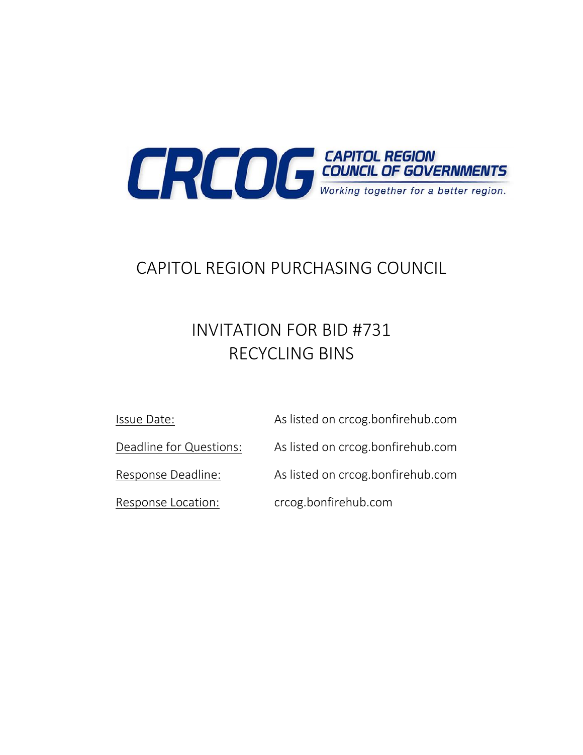CRCOG CAPITOL REGION COUNCIL OF GOVERNMENTS

*Working together for a better region.*

# CAPITOL REGION PURCHASING COUNCIL

## INVITATION FOR BID #731
## RECYCLING BINS

| | |
|---|---|
| Issue Date: | As listed on crcog.bonfirehub.com |
| Deadline for Questions: | As listed on crcog.bonfirehub.com |
| Response Deadline: | As listed on crcog.bonfirehub.com |
| Response Location: | crcog.bonfirehub.com |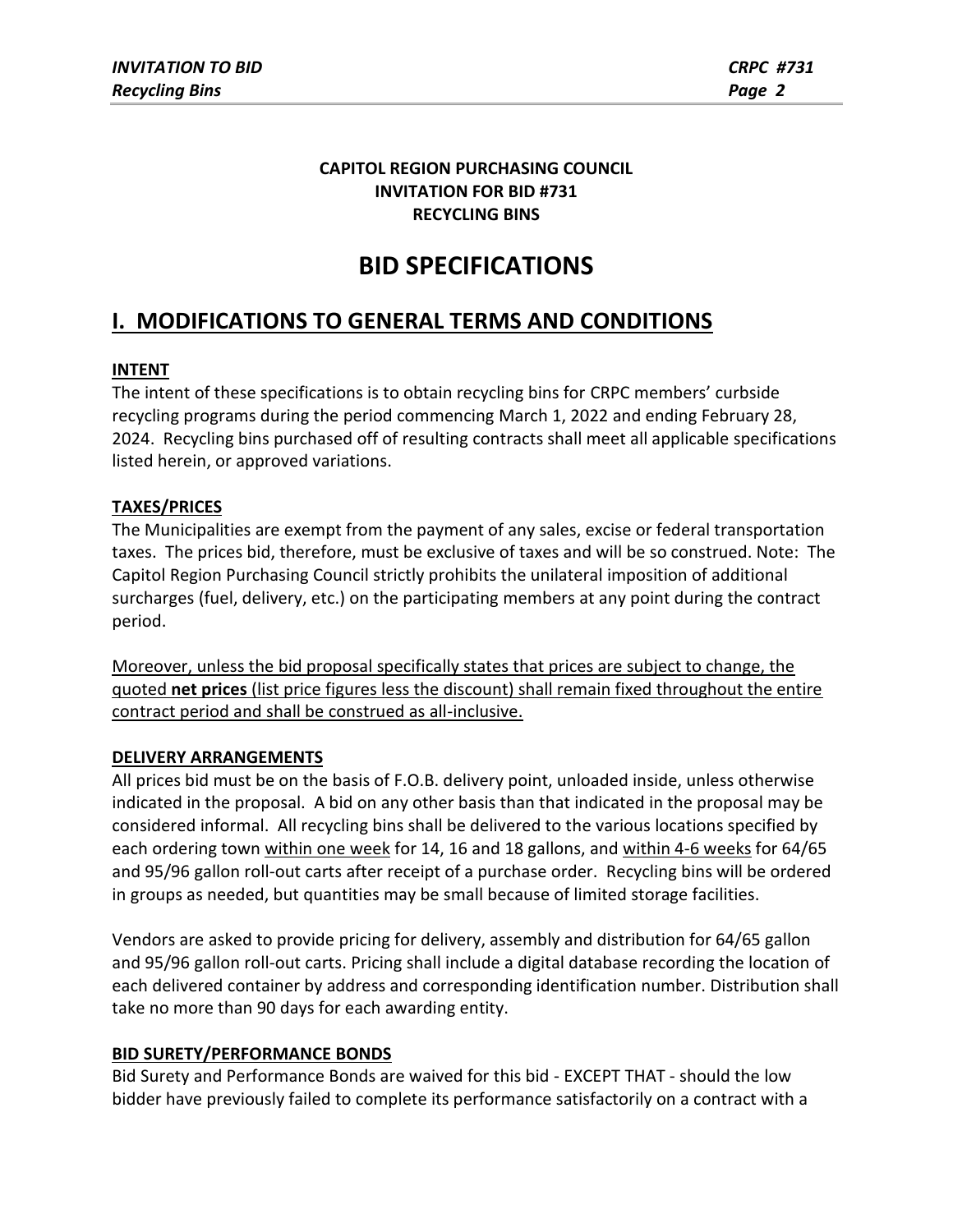**CAPITOL REGION PURCHASING COUNCIL**
**INVITATION FOR BID #731**
**RECYCLING BINS**

# BID SPECIFICATIONS

## I. MODIFICATIONS TO GENERAL TERMS AND CONDITIONS

### INTENT

The intent of these specifications is to obtain recycling bins for CRPC members' curbside recycling programs during the period commencing March 1, 2022 and ending February 28, 2024. Recycling bins purchased off of resulting contracts shall meet all applicable specifications listed herein, or approved variations.

### TAXES/PRICES

The Municipalities are exempt from the payment of any sales, excise or federal transportation taxes. The prices bid, therefore, must be exclusive of taxes and will be so construed. Note: The Capitol Region Purchasing Council strictly prohibits the unilateral imposition of additional surcharges (fuel, delivery, etc.) on the participating members at any point during the contract period.

<u>Moreover, unless the bid proposal specifically states that prices are subject to change, the quoted **net prices** (list price figures less the discount) shall remain fixed throughout the entire contract period and shall be construed as all-inclusive.</u>

### DELIVERY ARRANGEMENTS

All prices bid must be on the basis of F.O.B. delivery point, unloaded inside, unless otherwise indicated in the proposal. A bid on any other basis than that indicated in the proposal may be considered informal. All recycling bins shall be delivered to the various locations specified by each ordering town <u>within one week</u> for 14, 16 and 18 gallons, and <u>within 4-6 weeks</u> for 64/65 and 95/96 gallon roll-out carts after receipt of a purchase order. Recycling bins will be ordered in groups as needed, but quantities may be small because of limited storage facilities.

Vendors are asked to provide pricing for delivery, assembly and distribution for 64/65 gallon and 95/96 gallon roll-out carts. Pricing shall include a digital database recording the location of each delivered container by address and corresponding identification number. Distribution shall take no more than 90 days for each awarding entity.

### BID SURETY/PERFORMANCE BONDS

Bid Surety and Performance Bonds are waived for this bid - EXCEPT THAT - should the low bidder have previously failed to complete its performance satisfactorily on a contract with a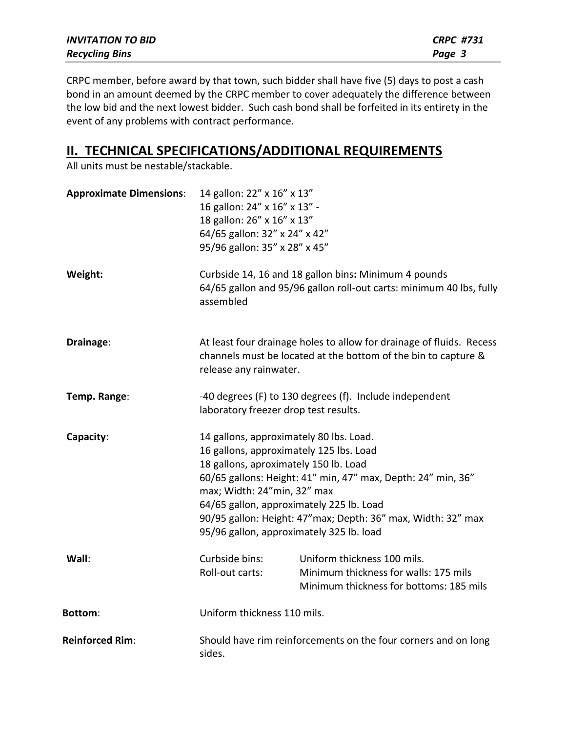CRPC member, before award by that town, such bidder shall have five (5) days to post a cash bond in an amount deemed by the CRPC member to cover adequately the difference between the low bid and the next lowest bidder. Such cash bond shall be forfeited in its entirety in the event of any problems with contract performance.

## II. TECHNICAL SPECIFICATIONS/ADDITIONAL REQUIREMENTS

All units must be nestable/stackable.

**Approximate Dimensions**:
14 gallon: 22" x 16" x 13"
16 gallon: 24" x 16" x 13" -
18 gallon: 26" x 16" x 13"
64/65 gallon: 32" x 24" x 42"
95/96 gallon: 35" x 28" x 45"

**Weight:**
Curbside 14, 16 and 18 gallon bins**:** Minimum 4 pounds
64/65 gallon and 95/96 gallon roll-out carts: minimum 40 lbs, fully assembled

**Drainage**:
At least four drainage holes to allow for drainage of fluids. Recess channels must be located at the bottom of the bin to capture & release any rainwater.

**Temp. Range**:
-40 degrees (F) to 130 degrees (f). Include independent laboratory freezer drop test results.

**Capacity**:
14 gallons, approximately 80 lbs. Load.
16 gallons, approximately 125 lbs. Load
18 gallons, aproximately 150 lb. Load
60/65 gallons: Height: 41" min, 47" max, Depth: 24" min, 36" max; Width: 24"min, 32" max
64/65 gallon, approximately 225 lb. Load
90/95 gallon: Height: 47"max; Depth: 36" max, Width: 32" max
95/96 gallon, approximately 325 lb. load

**Wall**:
Curbside bins: Uniform thickness 100 mils.
Roll-out carts: Minimum thickness for walls: 175 mils
Minimum thickness for bottoms: 185 mils

**Bottom**:
Uniform thickness 110 mils.

**Reinforced Rim**:
Should have rim reinforcements on the four corners and on long sides.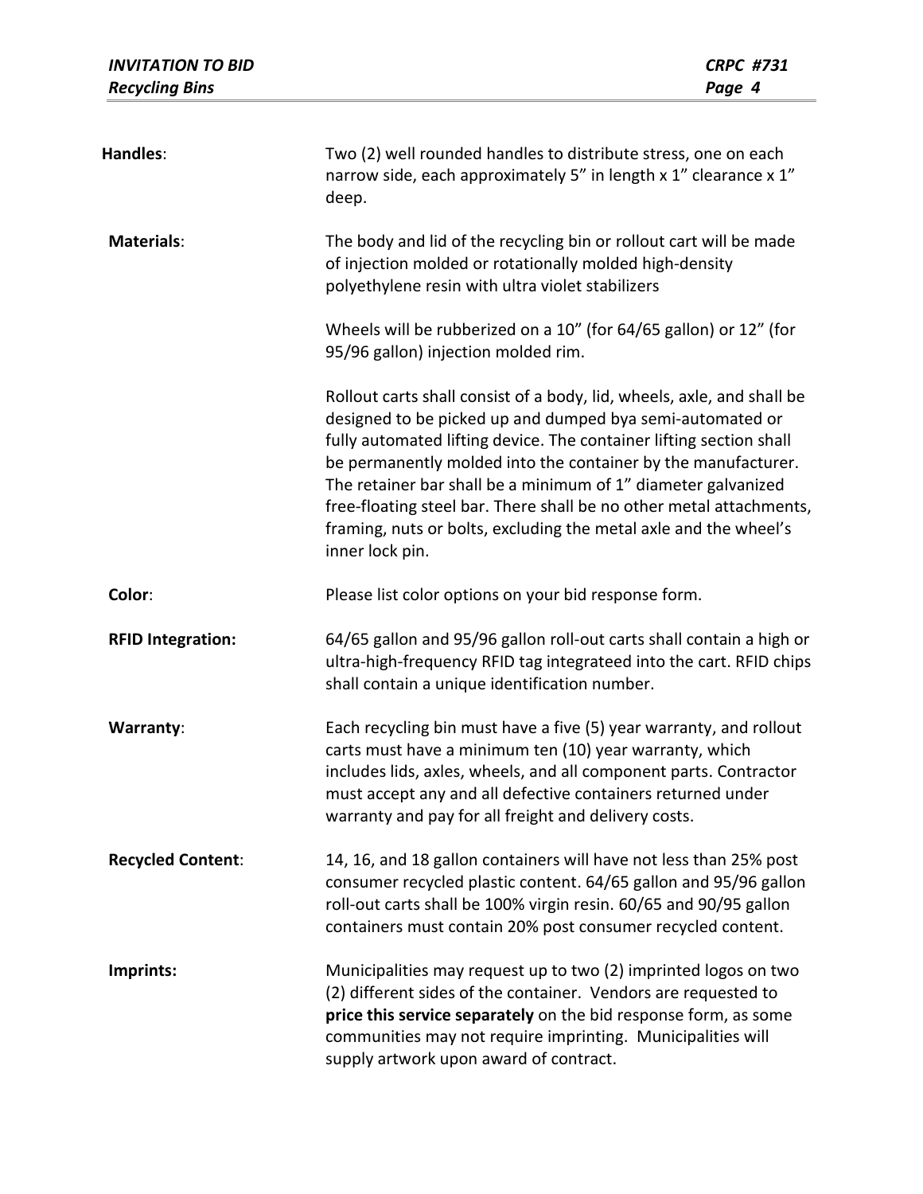**Handles**: Two (2) well rounded handles to distribute stress, one on each narrow side, each approximately 5" in length x 1" clearance x 1" deep.

**Materials**: The body and lid of the recycling bin or rollout cart will be made of injection molded or rotationally molded high-density polyethylene resin with ultra violet stabilizers

Wheels will be rubberized on a 10" (for 64/65 gallon) or 12" (for 95/96 gallon) injection molded rim.

Rollout carts shall consist of a body, lid, wheels, axle, and shall be designed to be picked up and dumped bya semi-automated or fully automated lifting device. The container lifting section shall be permanently molded into the container by the manufacturer. The retainer bar shall be a minimum of 1" diameter galvanized free-floating steel bar. There shall be no other metal attachments, framing, nuts or bolts, excluding the metal axle and the wheel's inner lock pin.

**Color**: Please list color options on your bid response form.

**RFID Integration:** 64/65 gallon and 95/96 gallon roll-out carts shall contain a high or ultra-high-frequency RFID tag integrateed into the cart. RFID chips shall contain a unique identification number.

**Warranty**: Each recycling bin must have a five (5) year warranty, and rollout carts must have a minimum ten (10) year warranty, which includes lids, axles, wheels, and all component parts. Contractor must accept any and all defective containers returned under warranty and pay for all freight and delivery costs.

**Recycled Content**: 14, 16, and 18 gallon containers will have not less than 25% post consumer recycled plastic content. 64/65 gallon and 95/96 gallon roll-out carts shall be 100% virgin resin. 60/65 and 90/95 gallon containers must contain 20% post consumer recycled content.

**Imprints:** Municipalities may request up to two (2) imprinted logos on two (2) different sides of the container. Vendors are requested to **price this service separately** on the bid response form, as some communities may not require imprinting. Municipalities will supply artwork upon award of contract.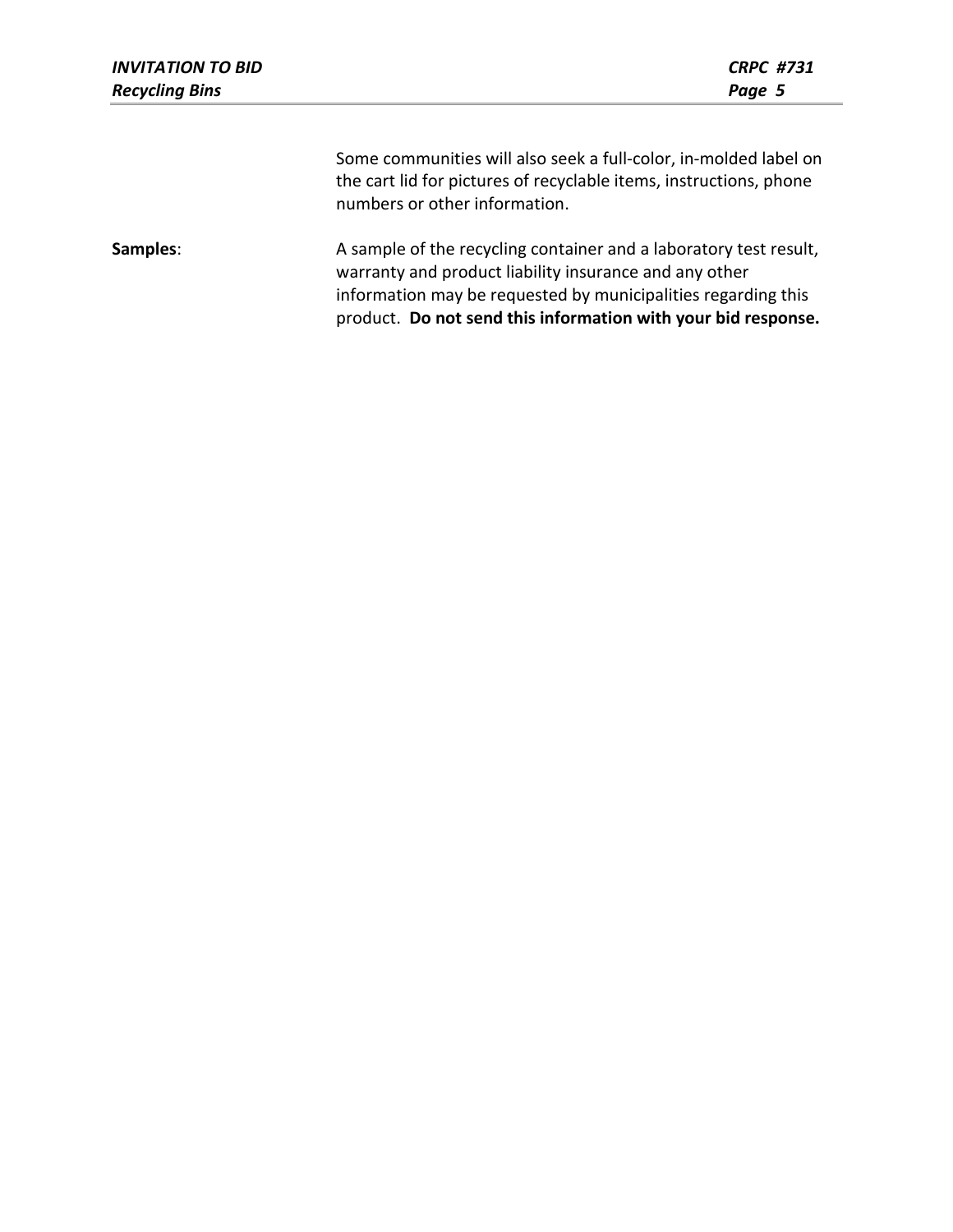Some communities will also seek a full-color, in-molded label on the cart lid for pictures of recyclable items, instructions, phone numbers or other information.

**Samples**: A sample of the recycling container and a laboratory test result, warranty and product liability insurance and any other information may be requested by municipalities regarding this product. **Do not send this information with your bid response.**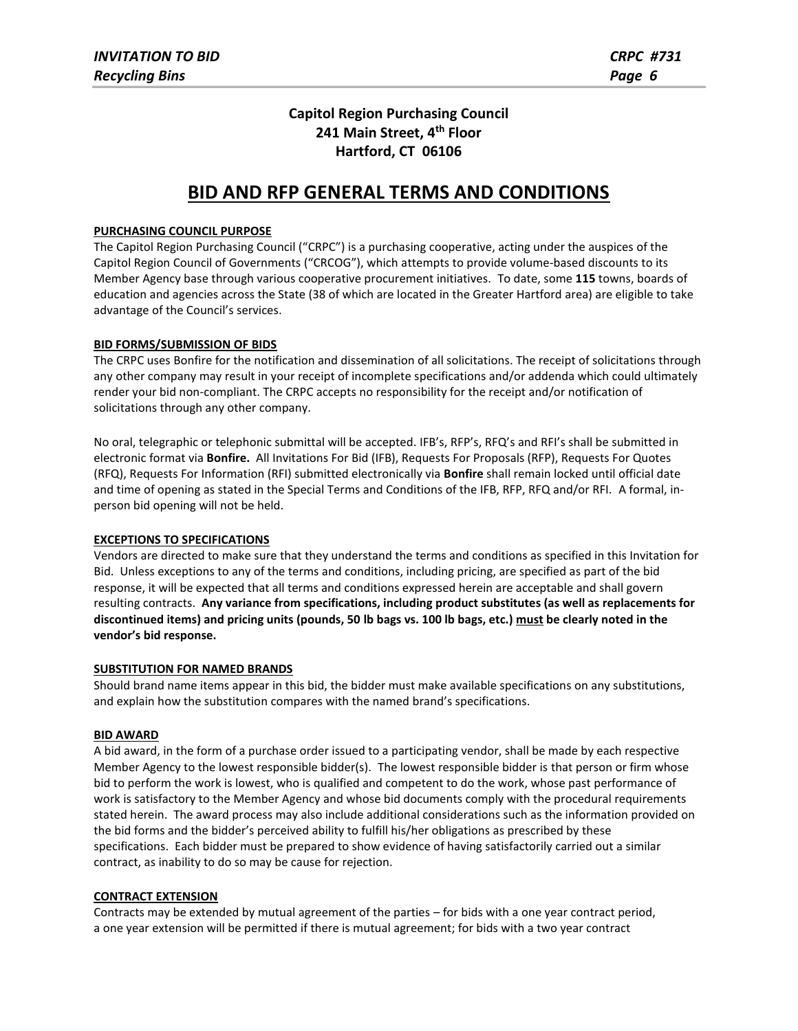**Capitol Region Purchasing Council**
**241 Main Street, 4th Floor**
**Hartford, CT 06106**

# BID AND RFP GENERAL TERMS AND CONDITIONS

**PURCHASING COUNCIL PURPOSE**

The Capitol Region Purchasing Council ("CRPC") is a purchasing cooperative, acting under the auspices of the Capitol Region Council of Governments ("CRCOG"), which attempts to provide volume-based discounts to its Member Agency base through various cooperative procurement initiatives. To date, some **115** towns, boards of education and agencies across the State (38 of which are located in the Greater Hartford area) are eligible to take advantage of the Council's services.

**BID FORMS/SUBMISSION OF BIDS**

The CRPC uses Bonfire for the notification and dissemination of all solicitations. The receipt of solicitations through any other company may result in your receipt of incomplete specifications and/or addenda which could ultimately render your bid non-compliant. The CRPC accepts no responsibility for the receipt and/or notification of solicitations through any other company.

No oral, telegraphic or telephonic submittal will be accepted. IFB's, RFP's, RFQ's and RFI's shall be submitted in electronic format via **Bonfire.** All Invitations For Bid (IFB), Requests For Proposals (RFP), Requests For Quotes (RFQ), Requests For Information (RFI) submitted electronically via **Bonfire** shall remain locked until official date and time of opening as stated in the Special Terms and Conditions of the IFB, RFP, RFQ and/or RFI. A formal, in-person bid opening will not be held.

**EXCEPTIONS TO SPECIFICATIONS**

Vendors are directed to make sure that they understand the terms and conditions as specified in this Invitation for Bid. Unless exceptions to any of the terms and conditions, including pricing, are specified as part of the bid response, it will be expected that all terms and conditions expressed herein are acceptable and shall govern resulting contracts. **Any variance from specifications, including product substitutes (as well as replacements for discontinued items) and pricing units (pounds, 50 lb bags vs. 100 lb bags, etc.) must be clearly noted in the vendor's bid response.**

**SUBSTITUTION FOR NAMED BRANDS**

Should brand name items appear in this bid, the bidder must make available specifications on any substitutions, and explain how the substitution compares with the named brand's specifications.

**BID AWARD**

A bid award, in the form of a purchase order issued to a participating vendor, shall be made by each respective Member Agency to the lowest responsible bidder(s). The lowest responsible bidder is that person or firm whose bid to perform the work is lowest, who is qualified and competent to do the work, whose past performance of work is satisfactory to the Member Agency and whose bid documents comply with the procedural requirements stated herein. The award process may also include additional considerations such as the information provided on the bid forms and the bidder's perceived ability to fulfill his/her obligations as prescribed by these specifications. Each bidder must be prepared to show evidence of having satisfactorily carried out a similar contract, as inability to do so may be cause for rejection.

**CONTRACT EXTENSION**

Contracts may be extended by mutual agreement of the parties – for bids with a one year contract period, a one year extension will be permitted if there is mutual agreement; for bids with a two year contract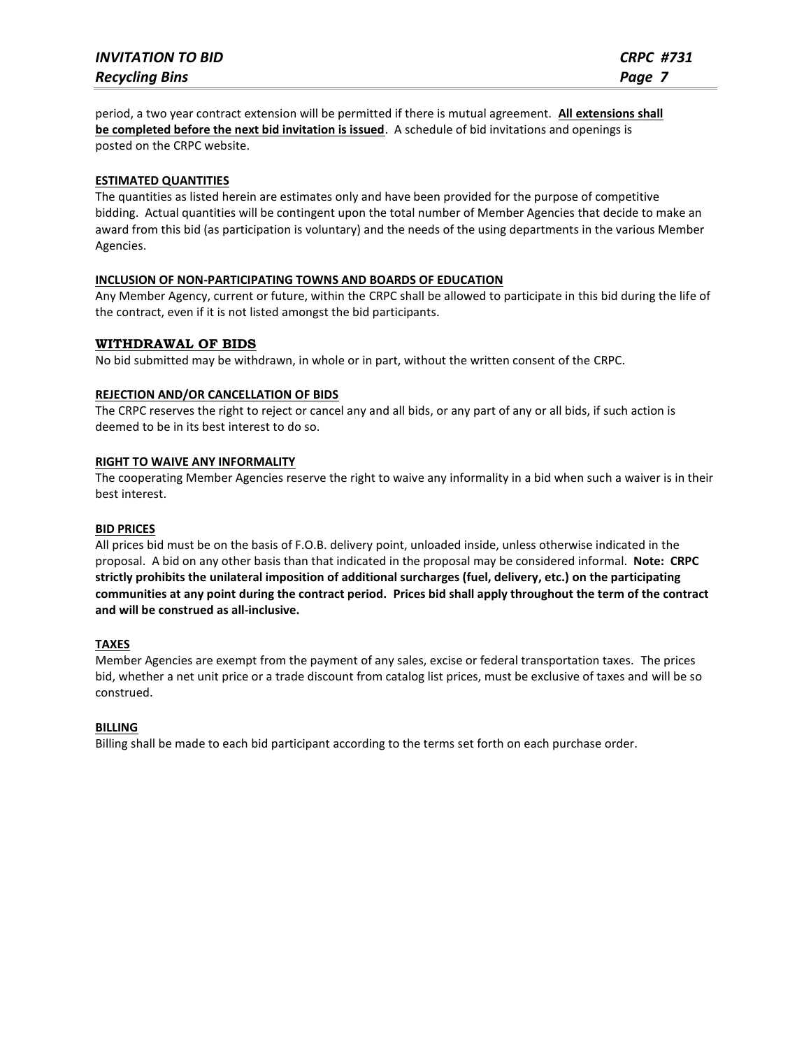period, a two year contract extension will be permitted if there is mutual agreement. **All extensions shall be completed before the next bid invitation is issued**. A schedule of bid invitations and openings is posted on the CRPC website.

**ESTIMATED QUANTITIES**

The quantities as listed herein are estimates only and have been provided for the purpose of competitive bidding. Actual quantities will be contingent upon the total number of Member Agencies that decide to make an award from this bid (as participation is voluntary) and the needs of the using departments in the various Member Agencies.

**INCLUSION OF NON-PARTICIPATING TOWNS AND BOARDS OF EDUCATION**

Any Member Agency, current or future, within the CRPC shall be allowed to participate in this bid during the life of the contract, even if it is not listed amongst the bid participants.

**WITHDRAWAL OF BIDS**

No bid submitted may be withdrawn, in whole or in part, without the written consent of the CRPC.

**REJECTION AND/OR CANCELLATION OF BIDS**

The CRPC reserves the right to reject or cancel any and all bids, or any part of any or all bids, if such action is deemed to be in its best interest to do so.

**RIGHT TO WAIVE ANY INFORMALITY**

The cooperating Member Agencies reserve the right to waive any informality in a bid when such a waiver is in their best interest.

**BID PRICES**

All prices bid must be on the basis of F.O.B. delivery point, unloaded inside, unless otherwise indicated in the proposal. A bid on any other basis than that indicated in the proposal may be considered informal. **Note: CRPC strictly prohibits the unilateral imposition of additional surcharges (fuel, delivery, etc.) on the participating communities at any point during the contract period. Prices bid shall apply throughout the term of the contract and will be construed as all-inclusive.**

**TAXES**

Member Agencies are exempt from the payment of any sales, excise or federal transportation taxes. The prices bid, whether a net unit price or a trade discount from catalog list prices, must be exclusive of taxes and will be so construed.

**BILLING**

Billing shall be made to each bid participant according to the terms set forth on each purchase order.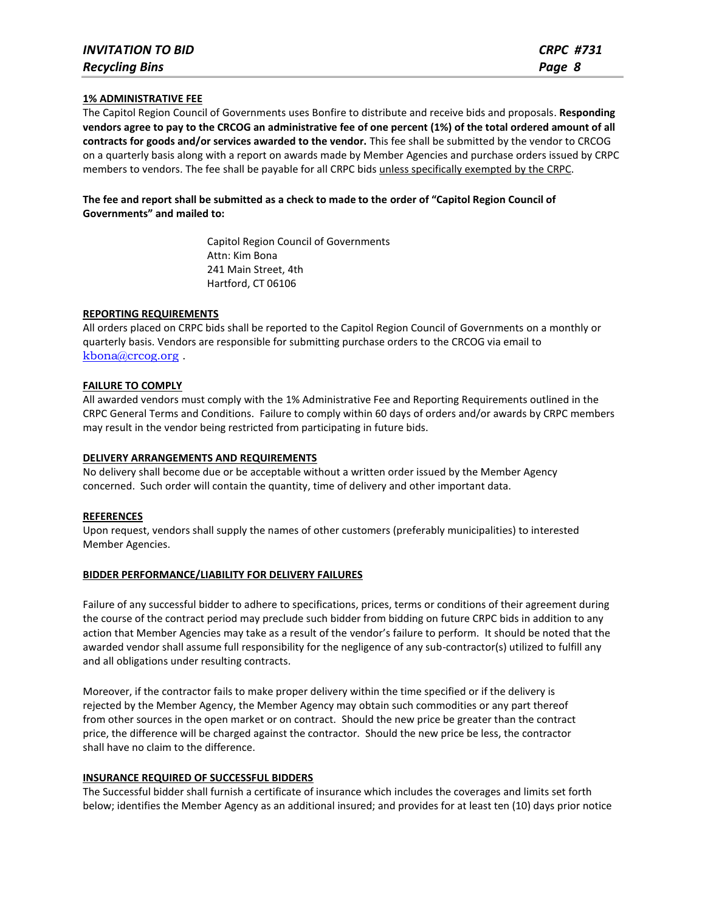**1% ADMINISTRATIVE FEE**

The Capitol Region Council of Governments uses Bonfire to distribute and receive bids and proposals. **Responding vendors agree to pay to the CRCOG an administrative fee of one percent (1%) of the total ordered amount of all contracts for goods and/or services awarded to the vendor.** This fee shall be submitted by the vendor to CRCOG on a quarterly basis along with a report on awards made by Member Agencies and purchase orders issued by CRPC members to vendors. The fee shall be payable for all CRPC bids unless specifically exempted by the CRPC.

**The fee and report shall be submitted as a check to made to the order of "Capitol Region Council of Governments" and mailed to:**

Capitol Region Council of Governments
Attn: Kim Bona
241 Main Street, 4th
Hartford, CT 06106

**REPORTING REQUIREMENTS**

All orders placed on CRPC bids shall be reported to the Capitol Region Council of Governments on a monthly or quarterly basis. Vendors are responsible for submitting purchase orders to the CRCOG via email to kbona@crcog.org .

**FAILURE TO COMPLY**

All awarded vendors must comply with the 1% Administrative Fee and Reporting Requirements outlined in the CRPC General Terms and Conditions. Failure to comply within 60 days of orders and/or awards by CRPC members may result in the vendor being restricted from participating in future bids.

**DELIVERY ARRANGEMENTS AND REQUIREMENTS**

No delivery shall become due or be acceptable without a written order issued by the Member Agency concerned. Such order will contain the quantity, time of delivery and other important data.

**REFERENCES**

Upon request, vendors shall supply the names of other customers (preferably municipalities) to interested Member Agencies.

**BIDDER PERFORMANCE/LIABILITY FOR DELIVERY FAILURES**

Failure of any successful bidder to adhere to specifications, prices, terms or conditions of their agreement during the course of the contract period may preclude such bidder from bidding on future CRPC bids in addition to any action that Member Agencies may take as a result of the vendor's failure to perform. It should be noted that the awarded vendor shall assume full responsibility for the negligence of any sub-contractor(s) utilized to fulfill any and all obligations under resulting contracts.

Moreover, if the contractor fails to make proper delivery within the time specified or if the delivery is rejected by the Member Agency, the Member Agency may obtain such commodities or any part thereof from other sources in the open market or on contract. Should the new price be greater than the contract price, the difference will be charged against the contractor. Should the new price be less, the contractor shall have no claim to the difference.

**INSURANCE REQUIRED OF SUCCESSFUL BIDDERS**

The Successful bidder shall furnish a certificate of insurance which includes the coverages and limits set forth below; identifies the Member Agency as an additional insured; and provides for at least ten (10) days prior notice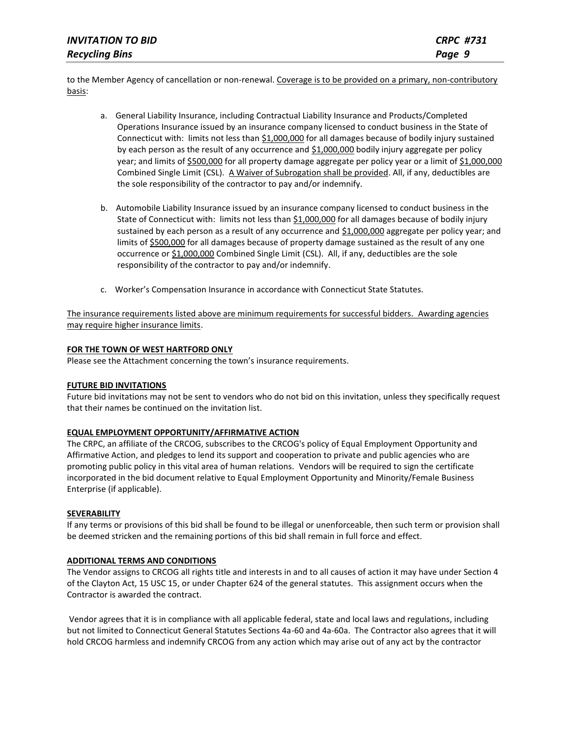to the Member Agency of cancellation or non-renewal. Coverage is to be provided on a primary, non-contributory basis:

a. General Liability Insurance, including Contractual Liability Insurance and Products/Completed Operations Insurance issued by an insurance company licensed to conduct business in the State of Connecticut with: limits not less than $1,000,000 for all damages because of bodily injury sustained by each person as the result of any occurrence and $1,000,000 bodily injury aggregate per policy year; and limits of $500,000 for all property damage aggregate per policy year or a limit of $1,000,000 Combined Single Limit (CSL). A Waiver of Subrogation shall be provided. All, if any, deductibles are the sole responsibility of the contractor to pay and/or indemnify.

b. Automobile Liability Insurance issued by an insurance company licensed to conduct business in the State of Connecticut with: limits not less than $1,000,000 for all damages because of bodily injury sustained by each person as a result of any occurrence and $1,000,000 aggregate per policy year; and limits of $500,000 for all damages because of property damage sustained as the result of any one occurrence or $1,000,000 Combined Single Limit (CSL). All, if any, deductibles are the sole responsibility of the contractor to pay and/or indemnify.

c. Worker's Compensation Insurance in accordance with Connecticut State Statutes.

The insurance requirements listed above are minimum requirements for successful bidders. Awarding agencies may require higher insurance limits.

**FOR THE TOWN OF WEST HARTFORD ONLY**

Please see the Attachment concerning the town's insurance requirements.

**FUTURE BID INVITATIONS**

Future bid invitations may not be sent to vendors who do not bid on this invitation, unless they specifically request that their names be continued on the invitation list.

**EQUAL EMPLOYMENT OPPORTUNITY/AFFIRMATIVE ACTION**

The CRPC, an affiliate of the CRCOG, subscribes to the CRCOG's policy of Equal Employment Opportunity and Affirmative Action, and pledges to lend its support and cooperation to private and public agencies who are promoting public policy in this vital area of human relations. Vendors will be required to sign the certificate incorporated in the bid document relative to Equal Employment Opportunity and Minority/Female Business Enterprise (if applicable).

**SEVERABILITY**

If any terms or provisions of this bid shall be found to be illegal or unenforceable, then such term or provision shall be deemed stricken and the remaining portions of this bid shall remain in full force and effect.

**ADDITIONAL TERMS AND CONDITIONS**

The Vendor assigns to CRCOG all rights title and interests in and to all causes of action it may have under Section 4 of the Clayton Act, 15 USC 15, or under Chapter 624 of the general statutes. This assignment occurs when the Contractor is awarded the contract.

Vendor agrees that it is in compliance with all applicable federal, state and local laws and regulations, including but not limited to Connecticut General Statutes Sections 4a-60 and 4a-60a. The Contractor also agrees that it will hold CRCOG harmless and indemnify CRCOG from any action which may arise out of any act by the contractor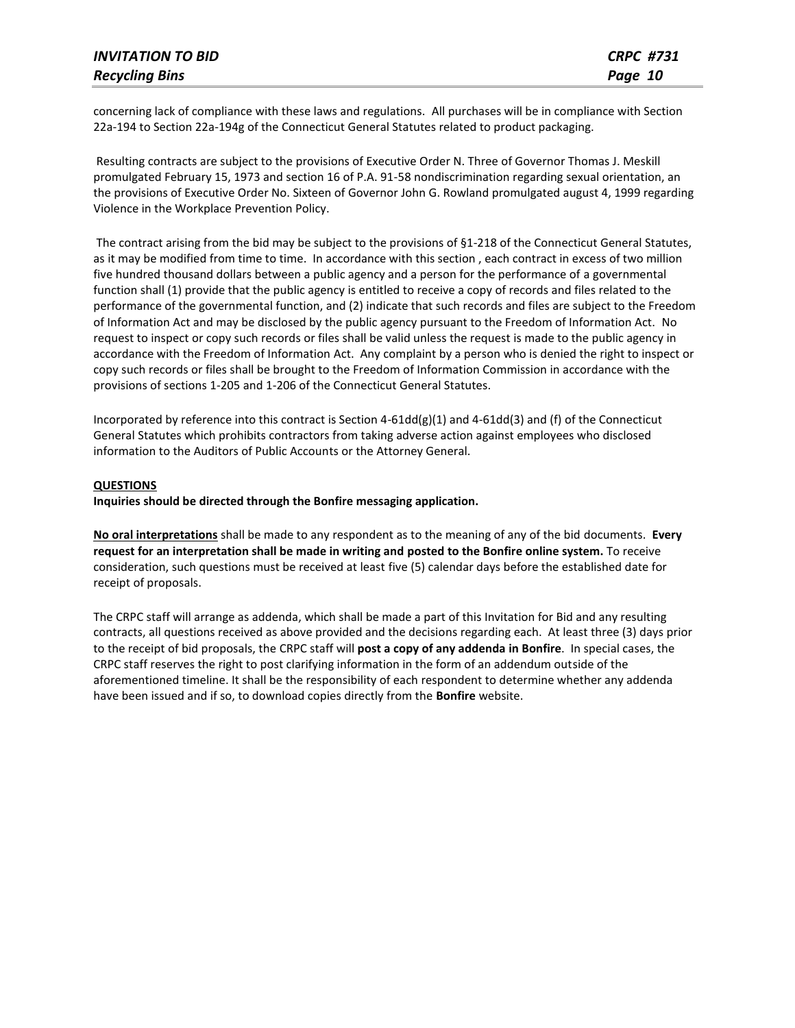concerning lack of compliance with these laws and regulations. All purchases will be in compliance with Section 22a-194 to Section 22a-194g of the Connecticut General Statutes related to product packaging.

Resulting contracts are subject to the provisions of Executive Order N. Three of Governor Thomas J. Meskill promulgated February 15, 1973 and section 16 of P.A. 91-58 nondiscrimination regarding sexual orientation, an the provisions of Executive Order No. Sixteen of Governor John G. Rowland promulgated august 4, 1999 regarding Violence in the Workplace Prevention Policy.

The contract arising from the bid may be subject to the provisions of §1-218 of the Connecticut General Statutes, as it may be modified from time to time. In accordance with this section , each contract in excess of two million five hundred thousand dollars between a public agency and a person for the performance of a governmental function shall (1) provide that the public agency is entitled to receive a copy of records and files related to the performance of the governmental function, and (2) indicate that such records and files are subject to the Freedom of Information Act and may be disclosed by the public agency pursuant to the Freedom of Information Act. No request to inspect or copy such records or files shall be valid unless the request is made to the public agency in accordance with the Freedom of Information Act. Any complaint by a person who is denied the right to inspect or copy such records or files shall be brought to the Freedom of Information Commission in accordance with the provisions of sections 1-205 and 1-206 of the Connecticut General Statutes.

Incorporated by reference into this contract is Section 4-61dd(g)(1) and 4-61dd(3) and (f) of the Connecticut General Statutes which prohibits contractors from taking adverse action against employees who disclosed information to the Auditors of Public Accounts or the Attorney General.

**QUESTIONS**

**Inquiries should be directed through the Bonfire messaging application.**

**No oral interpretations** shall be made to any respondent as to the meaning of any of the bid documents. **Every request for an interpretation shall be made in writing and posted to the Bonfire online system.** To receive consideration, such questions must be received at least five (5) calendar days before the established date for receipt of proposals.

The CRPC staff will arrange as addenda, which shall be made a part of this Invitation for Bid and any resulting contracts, all questions received as above provided and the decisions regarding each. At least three (3) days prior to the receipt of bid proposals, the CRPC staff will **post a copy of any addenda in Bonfire**. In special cases, the CRPC staff reserves the right to post clarifying information in the form of an addendum outside of the aforementioned timeline. It shall be the responsibility of each respondent to determine whether any addenda have been issued and if so, to download copies directly from the **Bonfire** website.